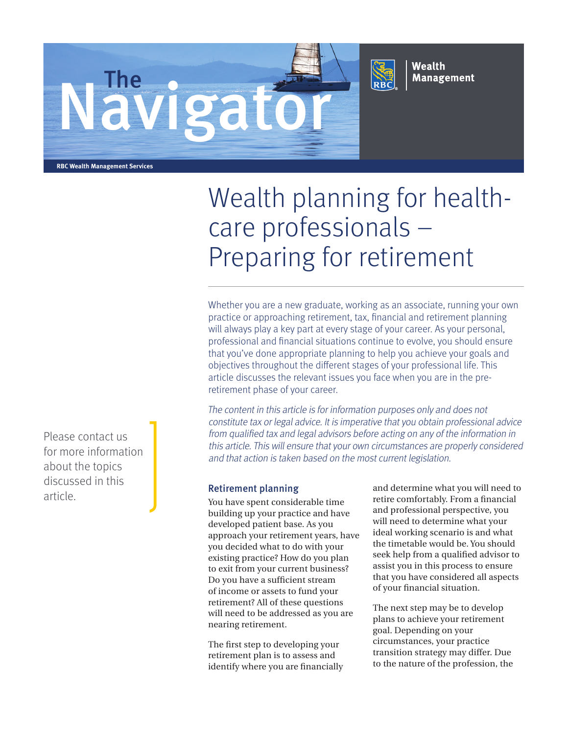The Navigator

RBC Wealth Management Services

# Wealth planning for health-care professionals – Preparing for retirement

Whether you are a new graduate, working as an associate, running your own practice or approaching retirement, tax, financial and retirement planning will always play a key part at every stage of your career. As your personal, professional and financial situations continue to evolve, you should ensure that you've done appropriate planning to help you achieve your goals and objectives throughout the different stages of your professional life. This article discusses the relevant issues you face when you are in the pre-retirement phase of your career.

*The content in this article is for information purposes only and does not constitute tax or legal advice. It is imperative that you obtain professional advice from qualified tax and legal advisors before acting on any of the information in this article. This will ensure that your own circumstances are properly considered and that action is taken based on the most current legislation.*

Please contact us for more information about the topics discussed in this article.

## Retirement planning

You have spent considerable time building up your practice and have developed patient base. As you approach your retirement years, have you decided what to do with your existing practice? How do you plan to exit from your current business? Do you have a sufficient stream of income or assets to fund your retirement? All of these questions will need to be addressed as you are nearing retirement.

The first step to developing your retirement plan is to assess and identify where you are financially and determine what you will need to retire comfortably. From a financial and professional perspective, you will need to determine what your ideal working scenario is and what the timetable would be. You should seek help from a qualified advisor to assist you in this process to ensure that you have considered all aspects of your financial situation.

The next step may be to develop plans to achieve your retirement goal. Depending on your circumstances, your practice transition strategy may differ. Due to the nature of the profession, the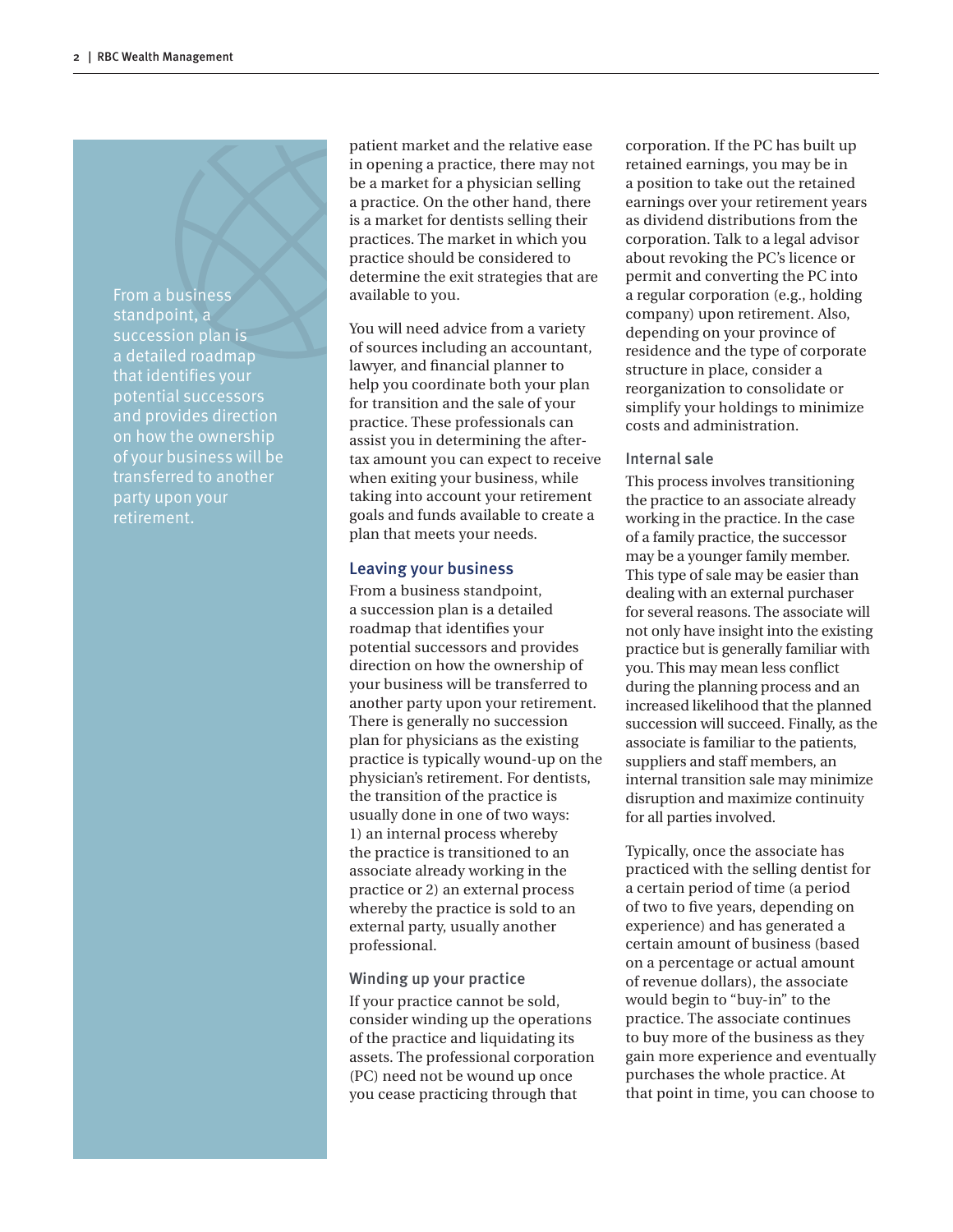From a business standpoint, a succession plan is a detailed roadmap that identifies your potential successors and provides direction on how the ownership of your business will be transferred to another party upon your retirement.

patient market and the relative ease in opening a practice, there may not be a market for a physician selling a practice. On the other hand, there is a market for dentists selling their practices. The market in which you practice should be considered to determine the exit strategies that are available to you.

You will need advice from a variety of sources including an accountant, lawyer, and financial planner to help you coordinate both your plan for transition and the sale of your practice. These professionals can assist you in determining the after-tax amount you can expect to receive when exiting your business, while taking into account your retirement goals and funds available to create a plan that meets your needs.

## Leaving your business

From a business standpoint, a succession plan is a detailed roadmap that identifies your potential successors and provides direction on how the ownership of your business will be transferred to another party upon your retirement. There is generally no succession plan for physicians as the existing practice is typically wound-up on the physician's retirement. For dentists, the transition of the practice is usually done in one of two ways: 1) an internal process whereby the practice is transitioned to an associate already working in the practice or 2) an external process whereby the practice is sold to an external party, usually another professional.

### Winding up your practice

If your practice cannot be sold, consider winding up the operations of the practice and liquidating its assets. The professional corporation (PC) need not be wound up once you cease practicing through that corporation. If the PC has built up retained earnings, you may be in a position to take out the retained earnings over your retirement years as dividend distributions from the corporation. Talk to a legal advisor about revoking the PC's licence or permit and converting the PC into a regular corporation (e.g., holding company) upon retirement. Also, depending on your province of residence and the type of corporate structure in place, consider a reorganization to consolidate or simplify your holdings to minimize costs and administration.

### Internal sale

This process involves transitioning the practice to an associate already working in the practice. In the case of a family practice, the successor may be a younger family member. This type of sale may be easier than dealing with an external purchaser for several reasons. The associate will not only have insight into the existing practice but is generally familiar with you. This may mean less conflict during the planning process and an increased likelihood that the planned succession will succeed. Finally, as the associate is familiar to the patients, suppliers and staff members, an internal transition sale may minimize disruption and maximize continuity for all parties involved.

Typically, once the associate has practiced with the selling dentist for a certain period of time (a period of two to five years, depending on experience) and has generated a certain amount of business (based on a percentage or actual amount of revenue dollars), the associate would begin to "buy-in" to the practice. The associate continues to buy more of the business as they gain more experience and eventually purchases the whole practice. At that point in time, you can choose to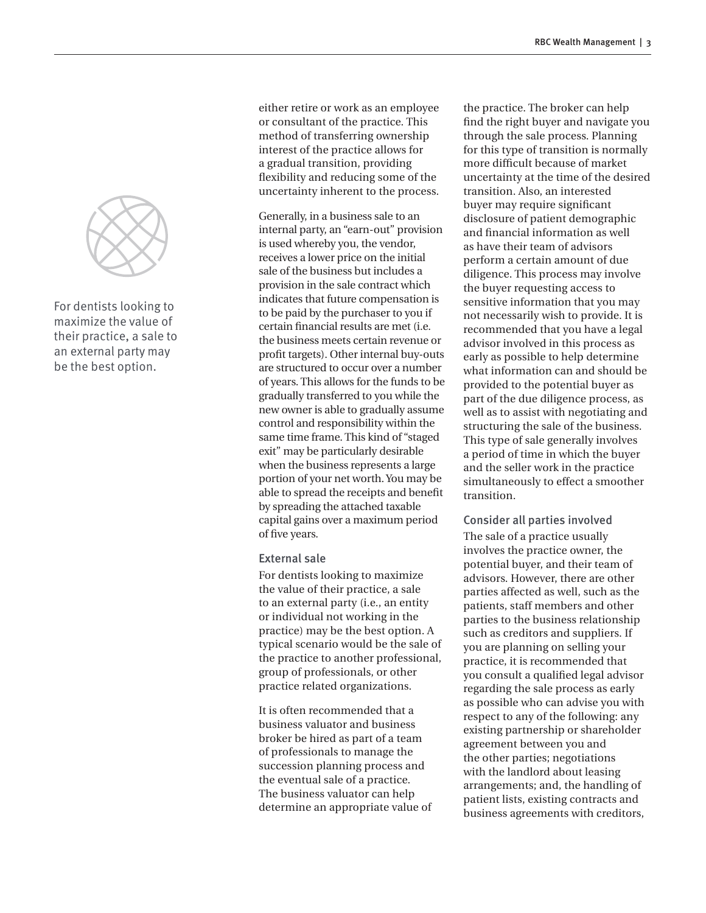either retire or work as an employee or consultant of the practice. This method of transferring ownership interest of the practice allows for a gradual transition, providing flexibility and reducing some of the uncertainty inherent to the process.

Generally, in a business sale to an internal party, an "earn-out" provision is used whereby you, the vendor, receives a lower price on the initial sale of the business but includes a provision in the sale contract which indicates that future compensation is to be paid by the purchaser to you if certain financial results are met (i.e. the business meets certain revenue or profit targets). Other internal buy-outs are structured to occur over a number of years. This allows for the funds to be gradually transferred to you while the new owner is able to gradually assume control and responsibility within the same time frame. This kind of "staged exit" may be particularly desirable when the business represents a large portion of your net worth. You may be able to spread the receipts and benefit by spreading the attached taxable capital gains over a maximum period of five years.

### External sale

For dentists looking to maximize the value of their practice, a sale to an external party (i.e., an entity or individual not working in the practice) may be the best option. A typical scenario would be the sale of the practice to another professional, group of professionals, or other practice related organizations.

It is often recommended that a business valuator and business broker be hired as part of a team of professionals to manage the succession planning process and the eventual sale of a practice. The business valuator can help determine an appropriate value of the practice. The broker can help find the right buyer and navigate you through the sale process. Planning for this type of transition is normally more difficult because of market uncertainty at the time of the desired transition. Also, an interested buyer may require significant disclosure of patient demographic and financial information as well as have their team of advisors perform a certain amount of due diligence. This process may involve the buyer requesting access to sensitive information that you may not necessarily wish to provide. It is recommended that you have a legal advisor involved in this process as early as possible to help determine what information can and should be provided to the potential buyer as part of the due diligence process, as well as to assist with negotiating and structuring the sale of the business. This type of sale generally involves a period of time in which the buyer and the seller work in the practice simultaneously to effect a smoother transition.

### Consider all parties involved

The sale of a practice usually involves the practice owner, the potential buyer, and their team of advisors. However, there are other parties affected as well, such as the patients, staff members and other parties to the business relationship such as creditors and suppliers. If you are planning on selling your practice, it is recommended that you consult a qualified legal advisor regarding the sale process as early as possible who can advise you with respect to any of the following: any existing partnership or shareholder agreement between you and the other parties; negotiations with the landlord about leasing arrangements; and, the handling of patient lists, existing contracts and business agreements with creditors,

For dentists looking to maximize the value of their practice, a sale to an external party may be the best option.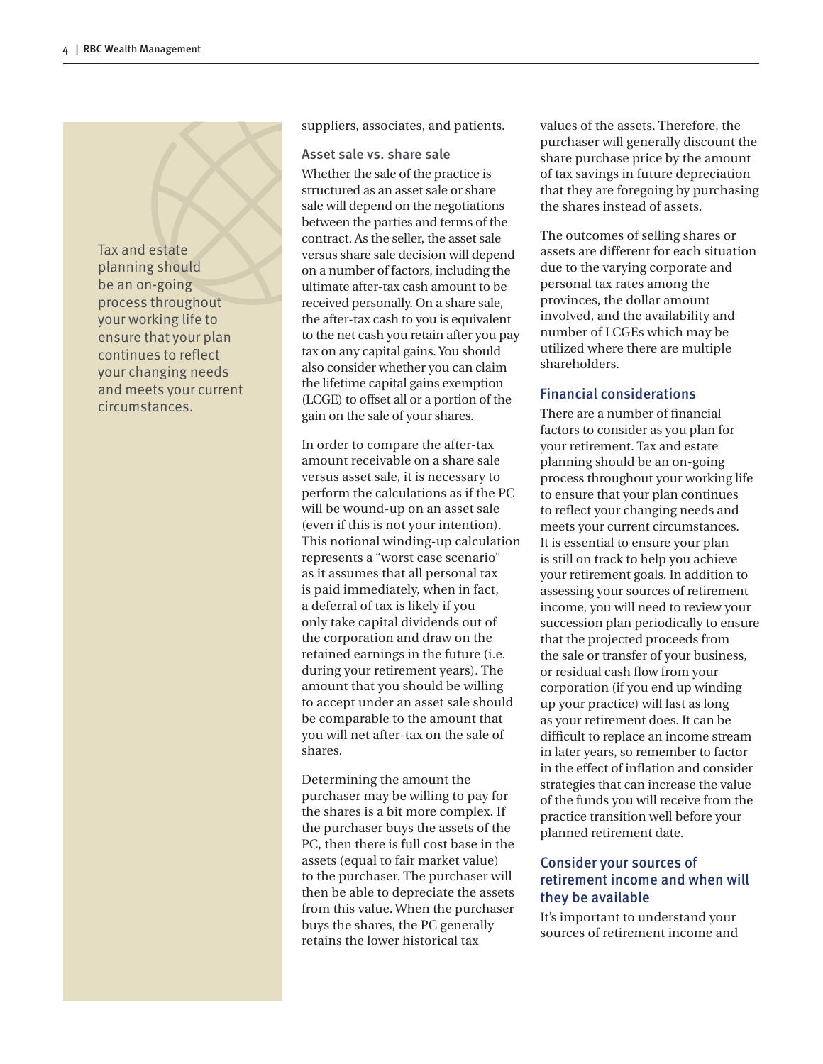> Tax and estate planning should be an on-going process throughout your working life to ensure that your plan continues to reflect your changing needs and meets your current circumstances.

suppliers, associates, and patients.

### Asset sale vs. share sale

Whether the sale of the practice is structured as an asset sale or share sale will depend on the negotiations between the parties and terms of the contract. As the seller, the asset sale versus share sale decision will depend on a number of factors, including the ultimate after-tax cash amount to be received personally. On a share sale, the after-tax cash to you is equivalent to the net cash you retain after you pay tax on any capital gains. You should also consider whether you can claim the lifetime capital gains exemption (LCGE) to offset all or a portion of the gain on the sale of your shares.

In order to compare the after-tax amount receivable on a share sale versus asset sale, it is necessary to perform the calculations as if the PC will be wound-up on an asset sale (even if this is not your intention). This notional winding-up calculation represents a "worst case scenario" as it assumes that all personal tax is paid immediately, when in fact, a deferral of tax is likely if you only take capital dividends out of the corporation and draw on the retained earnings in the future (i.e. during your retirement years). The amount that you should be willing to accept under an asset sale should be comparable to the amount that you will net after-tax on the sale of shares.

Determining the amount the purchaser may be willing to pay for the shares is a bit more complex. If the purchaser buys the assets of the PC, then there is full cost base in the assets (equal to fair market value) to the purchaser. The purchaser will then be able to depreciate the assets from this value. When the purchaser buys the shares, the PC generally retains the lower historical tax values of the assets. Therefore, the purchaser will generally discount the share purchase price by the amount of tax savings in future depreciation that they are foregoing by purchasing the shares instead of assets.

The outcomes of selling shares or assets are different for each situation due to the varying corporate and personal tax rates among the provinces, the dollar amount involved, and the availability and number of LCGEs which may be utilized where there are multiple shareholders.

## Financial considerations

There are a number of financial factors to consider as you plan for your retirement. Tax and estate planning should be an on-going process throughout your working life to ensure that your plan continues to reflect your changing needs and meets your current circumstances. It is essential to ensure your plan is still on track to help you achieve your retirement goals. In addition to assessing your sources of retirement income, you will need to review your succession plan periodically to ensure that the projected proceeds from the sale or transfer of your business, or residual cash flow from your corporation (if you end up winding up your practice) will last as long as your retirement does. It can be difficult to replace an income stream in later years, so remember to factor in the effect of inflation and consider strategies that can increase the value of the funds you will receive from the practice transition well before your planned retirement date.

## Consider your sources of retirement income and when will they be available

It's important to understand your sources of retirement income and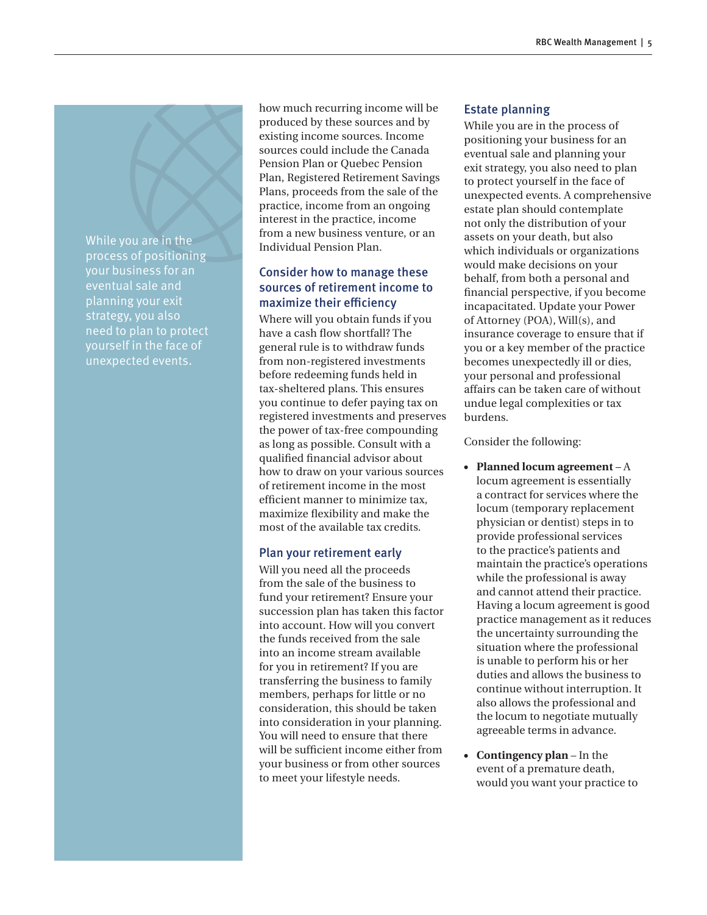While you are in the process of positioning your business for an eventual sale and planning your exit strategy, you also need to plan to protect yourself in the face of unexpected events.

how much recurring income will be produced by these sources and by existing income sources. Income sources could include the Canada Pension Plan or Quebec Pension Plan, Registered Retirement Savings Plans, proceeds from the sale of the practice, income from an ongoing interest in the practice, income from a new business venture, or an Individual Pension Plan.

## Consider how to manage these sources of retirement income to maximize their efficiency

Where will you obtain funds if you have a cash flow shortfall? The general rule is to withdraw funds from non-registered investments before redeeming funds held in tax-sheltered plans. This ensures you continue to defer paying tax on registered investments and preserves the power of tax-free compounding as long as possible. Consult with a qualified financial advisor about how to draw on your various sources of retirement income in the most efficient manner to minimize tax, maximize flexibility and make the most of the available tax credits.

## Plan your retirement early

Will you need all the proceeds from the sale of the business to fund your retirement? Ensure your succession plan has taken this factor into account. How will you convert the funds received from the sale into an income stream available for you in retirement? If you are transferring the business to family members, perhaps for little or no consideration, this should be taken into consideration in your planning. You will need to ensure that there will be sufficient income either from your business or from other sources to meet your lifestyle needs.

## Estate planning

While you are in the process of positioning your business for an eventual sale and planning your exit strategy, you also need to plan to protect yourself in the face of unexpected events. A comprehensive estate plan should contemplate not only the distribution of your assets on your death, but also which individuals or organizations would make decisions on your behalf, from both a personal and financial perspective, if you become incapacitated. Update your Power of Attorney (POA), Will(s), and insurance coverage to ensure that if you or a key member of the practice becomes unexpectedly ill or dies, your personal and professional affairs can be taken care of without undue legal complexities or tax burdens.

Consider the following:

- **Planned locum agreement** – A locum agreement is essentially a contract for services where the locum (temporary replacement physician or dentist) steps in to provide professional services to the practice's patients and maintain the practice's operations while the professional is away and cannot attend their practice. Having a locum agreement is good practice management as it reduces the uncertainty surrounding the situation where the professional is unable to perform his or her duties and allows the business to continue without interruption. It also allows the professional and the locum to negotiate mutually agreeable terms in advance.
- **Contingency plan** – In the event of a premature death, would you want your practice to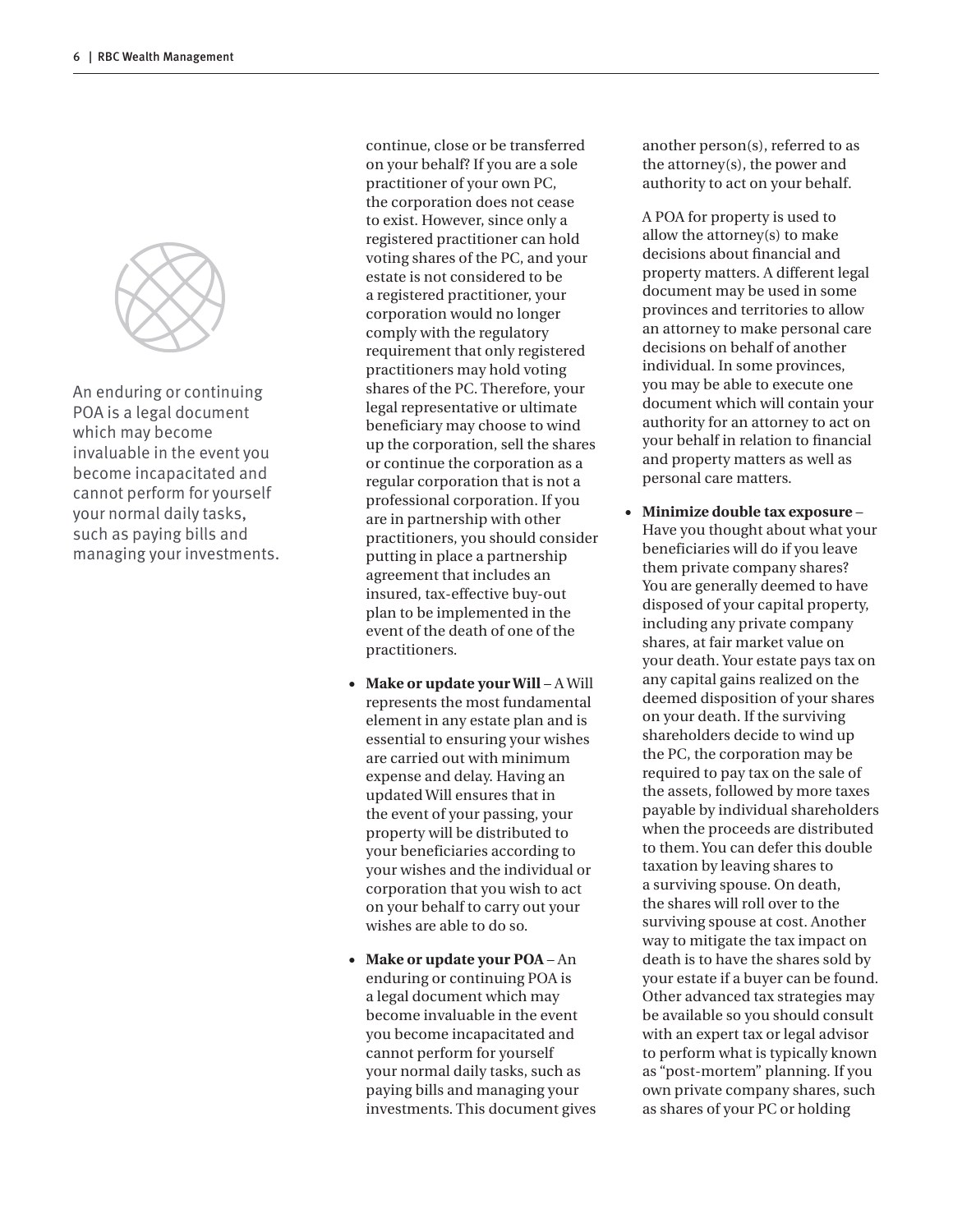An enduring or continuing POA is a legal document which may become invaluable in the event you become incapacitated and cannot perform for yourself your normal daily tasks, such as paying bills and managing your investments.

continue, close or be transferred on your behalf? If you are a sole practitioner of your own PC, the corporation does not cease to exist. However, since only a registered practitioner can hold voting shares of the PC, and your estate is not considered to be a registered practitioner, your corporation would no longer comply with the regulatory requirement that only registered practitioners may hold voting shares of the PC. Therefore, your legal representative or ultimate beneficiary may choose to wind up the corporation, sell the shares or continue the corporation as a regular corporation that is not a professional corporation. If you are in partnership with other practitioners, you should consider putting in place a partnership agreement that includes an insured, tax-effective buy-out plan to be implemented in the event of the death of one of the practitioners.

- **Make or update your Will** – A Will represents the most fundamental element in any estate plan and is essential to ensuring your wishes are carried out with minimum expense and delay. Having an updated Will ensures that in the event of your passing, your property will be distributed to your beneficiaries according to your wishes and the individual or corporation that you wish to act on your behalf to carry out your wishes are able to do so.
- **Make or update your POA** – An enduring or continuing POA is a legal document which may become invaluable in the event you become incapacitated and cannot perform for yourself your normal daily tasks, such as paying bills and managing your investments. This document gives another person(s), referred to as the attorney(s), the power and authority to act on your behalf.

  A POA for property is used to allow the attorney(s) to make decisions about financial and property matters. A different legal document may be used in some provinces and territories to allow an attorney to make personal care decisions on behalf of another individual. In some provinces, you may be able to execute one document which will contain your authority for an attorney to act on your behalf in relation to financial and property matters as well as personal care matters.
- **Minimize double tax exposure** – Have you thought about what your beneficiaries will do if you leave them private company shares? You are generally deemed to have disposed of your capital property, including any private company shares, at fair market value on your death. Your estate pays tax on any capital gains realized on the deemed disposition of your shares on your death. If the surviving shareholders decide to wind up the PC, the corporation may be required to pay tax on the sale of the assets, followed by more taxes payable by individual shareholders when the proceeds are distributed to them. You can defer this double taxation by leaving shares to a surviving spouse. On death, the shares will roll over to the surviving spouse at cost. Another way to mitigate the tax impact on death is to have the shares sold by your estate if a buyer can be found. Other advanced tax strategies may be available so you should consult with an expert tax or legal advisor to perform what is typically known as "post-mortem" planning. If you own private company shares, such as shares of your PC or holding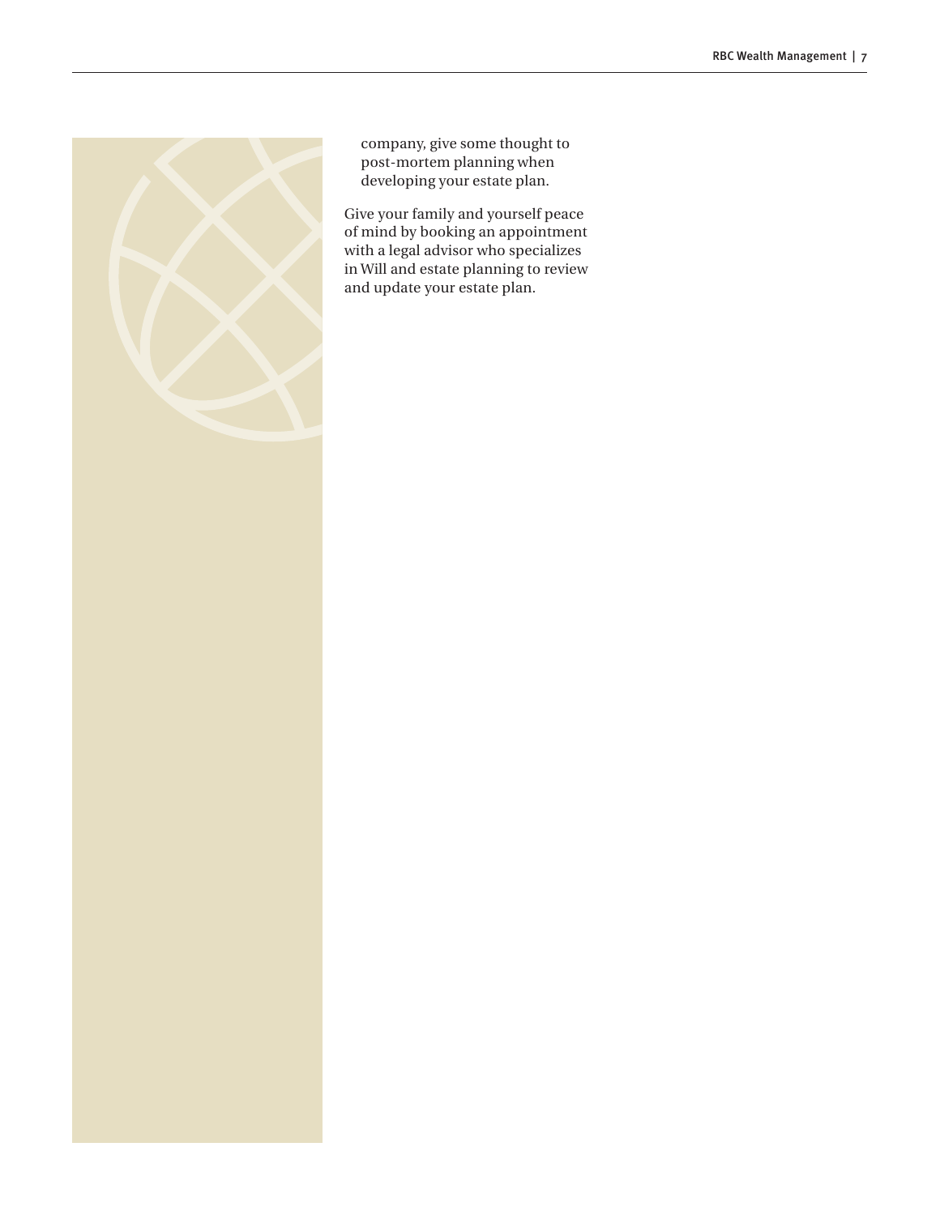company, give some thought to post-mortem planning when developing your estate plan.

Give your family and yourself peace of mind by booking an appointment with a legal advisor who specializes in Will and estate planning to review and update your estate plan.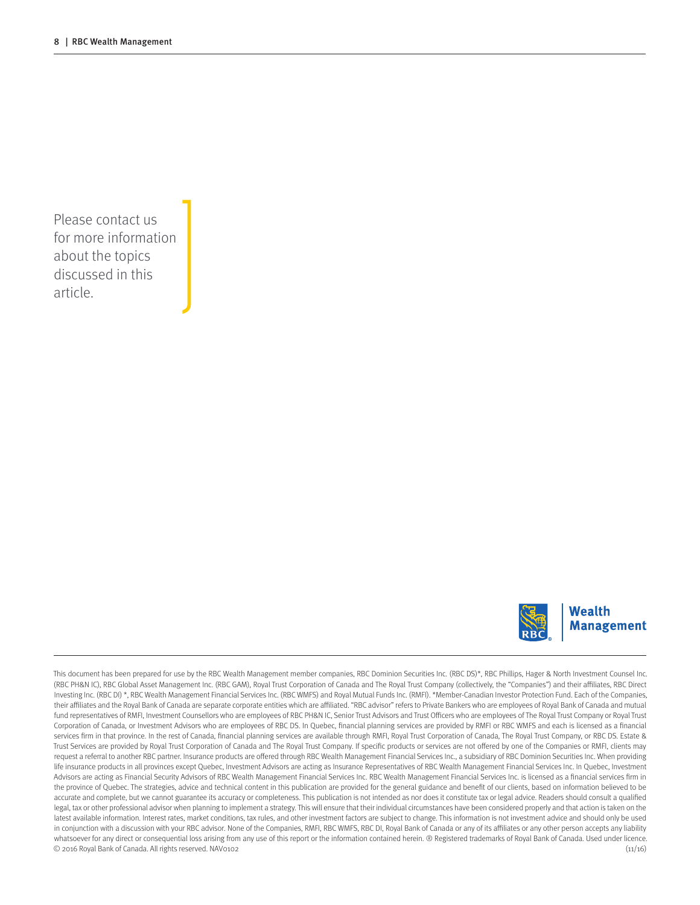Please contact us for more information about the topics discussed in this article.

This document has been prepared for use by the RBC Wealth Management member companies, RBC Dominion Securities Inc. (RBC DS)*, RBC Phillips, Hager & North Investment Counsel Inc. (RBC PH&N IC), RBC Global Asset Management Inc. (RBC GAM), Royal Trust Corporation of Canada and The Royal Trust Company (collectively, the "Companies") and their affiliates, RBC Direct Investing Inc. (RBC DI) *, RBC Wealth Management Financial Services Inc. (RBC WMFS) and Royal Mutual Funds Inc. (RMFI). *Member-Canadian Investor Protection Fund. Each of the Companies, their affiliates and the Royal Bank of Canada are separate corporate entities which are affiliated. "RBC advisor" refers to Private Bankers who are employees of Royal Bank of Canada and mutual fund representatives of RMFI, Investment Counsellors who are employees of RBC PH&N IC, Senior Trust Advisors and Trust Officers who are employees of The Royal Trust Company or Royal Trust Corporation of Canada, or Investment Advisors who are employees of RBC DS. In Quebec, financial planning services are provided by RMFI or RBC WMFS and each is licensed as a financial services firm in that province. In the rest of Canada, financial planning services are available through RMFI, Royal Trust Corporation of Canada, The Royal Trust Company, or RBC DS. Estate & Trust Services are provided by Royal Trust Corporation of Canada and The Royal Trust Company. If specific products or services are not offered by one of the Companies or RMFI, clients may request a referral to another RBC partner. Insurance products are offered through RBC Wealth Management Financial Services Inc., a subsidiary of RBC Dominion Securities Inc. When providing life insurance products in all provinces except Quebec, Investment Advisors are acting as Insurance Representatives of RBC Wealth Management Financial Services Inc. In Quebec, Investment Advisors are acting as Financial Security Advisors of RBC Wealth Management Financial Services Inc. RBC Wealth Management Financial Services Inc. is licensed as a financial services firm in the province of Quebec. The strategies, advice and technical content in this publication are provided for the general guidance and benefit of our clients, based on information believed to be accurate and complete, but we cannot guarantee its accuracy or completeness. This publication is not intended as nor does it constitute tax or legal advice. Readers should consult a qualified legal, tax or other professional advisor when planning to implement a strategy. This will ensure that their individual circumstances have been considered properly and that action is taken on the latest available information. Interest rates, market conditions, tax rules, and other investment factors are subject to change. This information is not investment advice and should only be used in conjunction with a discussion with your RBC advisor. None of the Companies, RMFI, RBC WMFS, RBC DI, Royal Bank of Canada or any of its affiliates or any other person accepts any liability whatsoever for any direct or consequential loss arising from any use of this report or the information contained herein. ® Registered trademarks of Royal Bank of Canada. Used under licence. © 2016 Royal Bank of Canada. All rights reserved. NAV0102 (11/16)